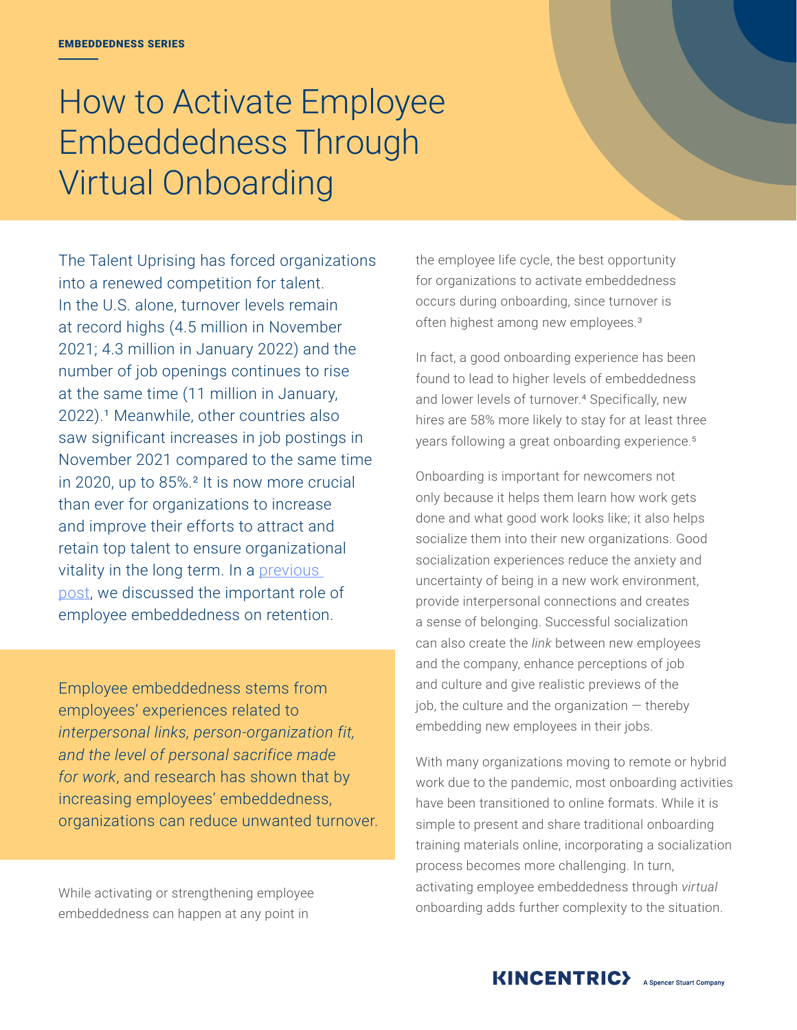EMBEDDEDNESS SERIES

# How to Activate Employee Embeddedness Through Virtual Onboarding

The Talent Uprising has forced organizations into a renewed competition for talent. In the U.S. alone, turnover levels remain at record highs (4.5 million in November 2021; 4.3 million in January 2022) and the number of job openings continues to rise at the same time (11 million in January, 2022).[1] Meanwhile, other countries also saw significant increases in job postings in November 2021 compared to the same time in 2020, up to 85%.[2] It is now more crucial than ever for organizations to increase and improve their efforts to attract and retain top talent to ensure organizational vitality in the long term. In a previous post, we discussed the important role of employee embeddedness on retention.

Employee embeddedness stems from employees' experiences related to *interpersonal links, person-organization fit, and the level of personal sacrifice made for work*, and research has shown that by increasing employees' embeddedness, organizations can reduce unwanted turnover.

While activating or strengthening employee embeddedness can happen at any point in the employee life cycle, the best opportunity for organizations to activate embeddedness occurs during onboarding, since turnover is often highest among new employees.[3]

In fact, a good onboarding experience has been found to lead to higher levels of embeddedness and lower levels of turnover.[4] Specifically, new hires are 58% more likely to stay for at least three years following a great onboarding experience.[5]

Onboarding is important for newcomers not only because it helps them learn how work gets done and what good work looks like; it also helps socialize them into their new organizations. Good socialization experiences reduce the anxiety and uncertainty of being in a new work environment, provide interpersonal connections and creates a sense of belonging. Successful socialization can also create the *link* between new employees and the company, enhance perceptions of job and culture and give realistic previews of the job, the culture and the organization — thereby embedding new employees in their jobs.

With many organizations moving to remote or hybrid work due to the pandemic, most onboarding activities have been transitioned to online formats. While it is simple to present and share traditional onboarding training materials online, incorporating a socialization process becomes more challenging. In turn, activating employee embeddedness through *virtual* onboarding adds further complexity to the situation.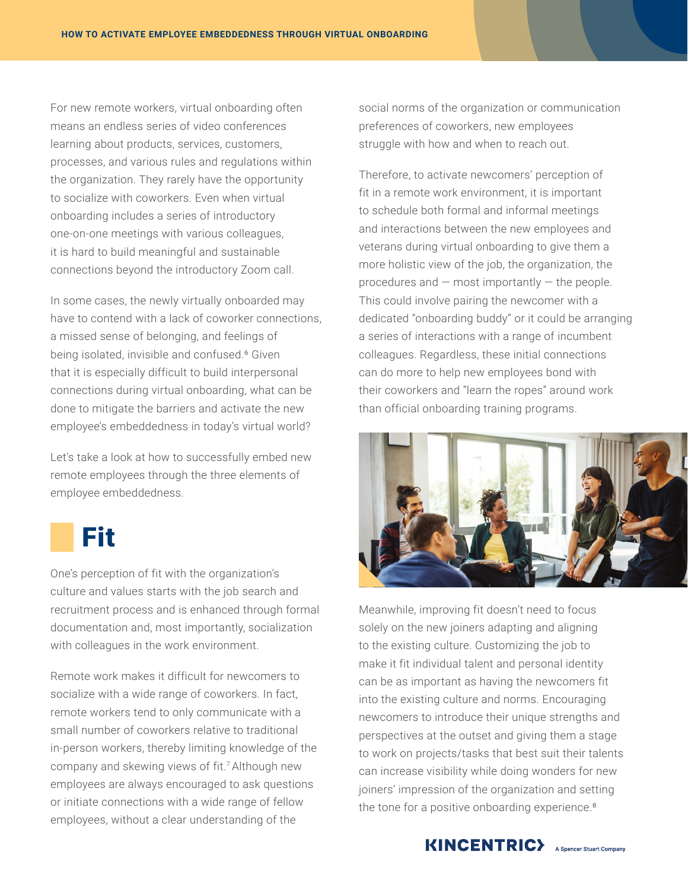For new remote workers, virtual onboarding often means an endless series of video conferences learning about products, services, customers, processes, and various rules and regulations within the organization. They rarely have the opportunity to socialize with coworkers. Even when virtual onboarding includes a series of introductory one-on-one meetings with various colleagues, it is hard to build meaningful and sustainable connections beyond the introductory Zoom call.

In some cases, the newly virtually onboarded may have to contend with a lack of coworker connections, a missed sense of belonging, and feelings of being isolated, invisible and confused.[6] Given that it is especially difficult to build interpersonal connections during virtual onboarding, what can be done to mitigate the barriers and activate the new employee's embeddedness in today's virtual world?

Let's take a look at how to successfully embed new remote employees through the three elements of employee embeddedness.

# Fit

One's perception of fit with the organization's culture and values starts with the job search and recruitment process and is enhanced through formal documentation and, most importantly, socialization with colleagues in the work environment.

Remote work makes it difficult for newcomers to socialize with a wide range of coworkers. In fact, remote workers tend to only communicate with a small number of coworkers relative to traditional in-person workers, thereby limiting knowledge of the company and skewing views of fit.[7] Although new employees are always encouraged to ask questions or initiate connections with a wide range of fellow employees, without a clear understanding of the social norms of the organization or communication preferences of coworkers, new employees struggle with how and when to reach out.

Therefore, to activate newcomers' perception of fit in a remote work environment, it is important to schedule both formal and informal meetings and interactions between the new employees and veterans during virtual onboarding to give them a more holistic view of the job, the organization, the procedures and — most importantly — the people. This could involve pairing the newcomer with a dedicated "onboarding buddy" or it could be arranging a series of interactions with a range of incumbent colleagues. Regardless, these initial connections can do more to help new employees bond with their coworkers and "learn the ropes" around work than official onboarding training programs.

Meanwhile, improving fit doesn't need to focus solely on the new joiners adapting and aligning to the existing culture. Customizing the job to make it fit individual talent and personal identity can be as important as having the newcomers fit into the existing culture and norms. Encouraging newcomers to introduce their unique strengths and perspectives at the outset and giving them a stage to work on projects/tasks that best suit their talents can increase visibility while doing wonders for new joiners' impression of the organization and setting the tone for a positive onboarding experience.[8]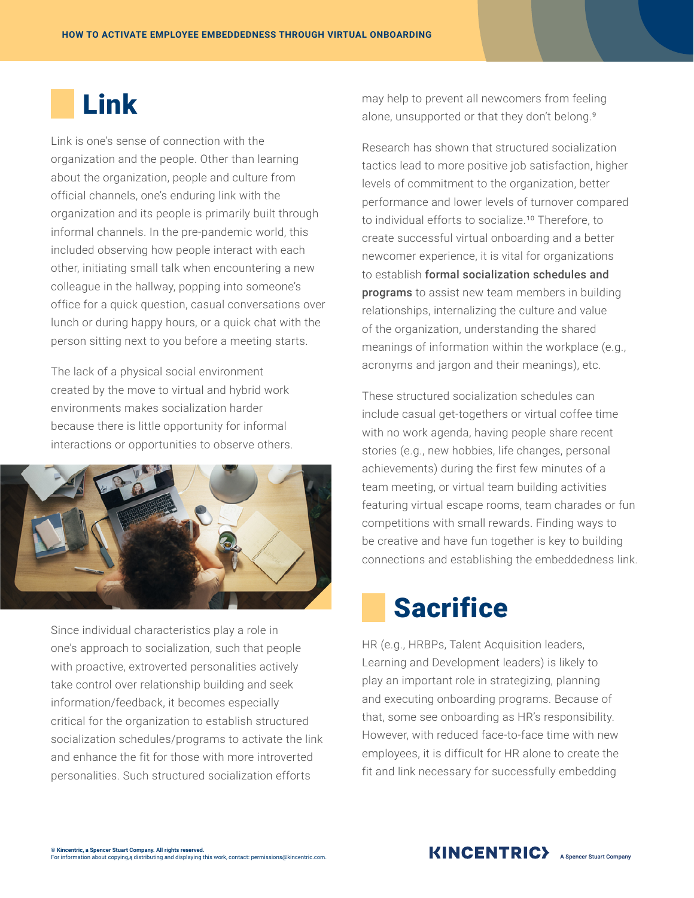## Link

Link is one's sense of connection with the organization and the people. Other than learning about the organization, people and culture from official channels, one's enduring link with the organization and its people is primarily built through informal channels. In the pre-pandemic world, this included observing how people interact with each other, initiating small talk when encountering a new colleague in the hallway, popping into someone's office for a quick question, casual conversations over lunch or during happy hours, or a quick chat with the person sitting next to you before a meeting starts.

The lack of a physical social environment created by the move to virtual and hybrid work environments makes socialization harder because there is little opportunity for informal interactions or opportunities to observe others.

Since individual characteristics play a role in one's approach to socialization, such that people with proactive, extroverted personalities actively take control over relationship building and seek information/feedback, it becomes especially critical for the organization to establish structured socialization schedules/programs to activate the link and enhance the fit for those with more introverted personalities. Such structured socialization efforts may help to prevent all newcomers from feeling alone, unsupported or that they don't belong.[9]

Research has shown that structured socialization tactics lead to more positive job satisfaction, higher levels of commitment to the organization, better performance and lower levels of turnover compared to individual efforts to socialize.[10] Therefore, to create successful virtual onboarding and a better newcomer experience, it is vital for organizations to establish **formal socialization schedules and programs** to assist new team members in building relationships, internalizing the culture and value of the organization, understanding the shared meanings of information within the workplace (e.g., acronyms and jargon and their meanings), etc.

These structured socialization schedules can include casual get-togethers or virtual coffee time with no work agenda, having people share recent stories (e.g., new hobbies, life changes, personal achievements) during the first few minutes of a team meeting, or virtual team building activities featuring virtual escape rooms, team charades or fun competitions with small rewards. Finding ways to be creative and have fun together is key to building connections and establishing the embeddedness link.

## Sacrifice

HR (e.g., HRBPs, Talent Acquisition leaders, Learning and Development leaders) is likely to play an important role in strategizing, planning and executing onboarding programs. Because of that, some see onboarding as HR's responsibility. However, with reduced face-to-face time with new employees, it is difficult for HR alone to create the fit and link necessary for successfully embedding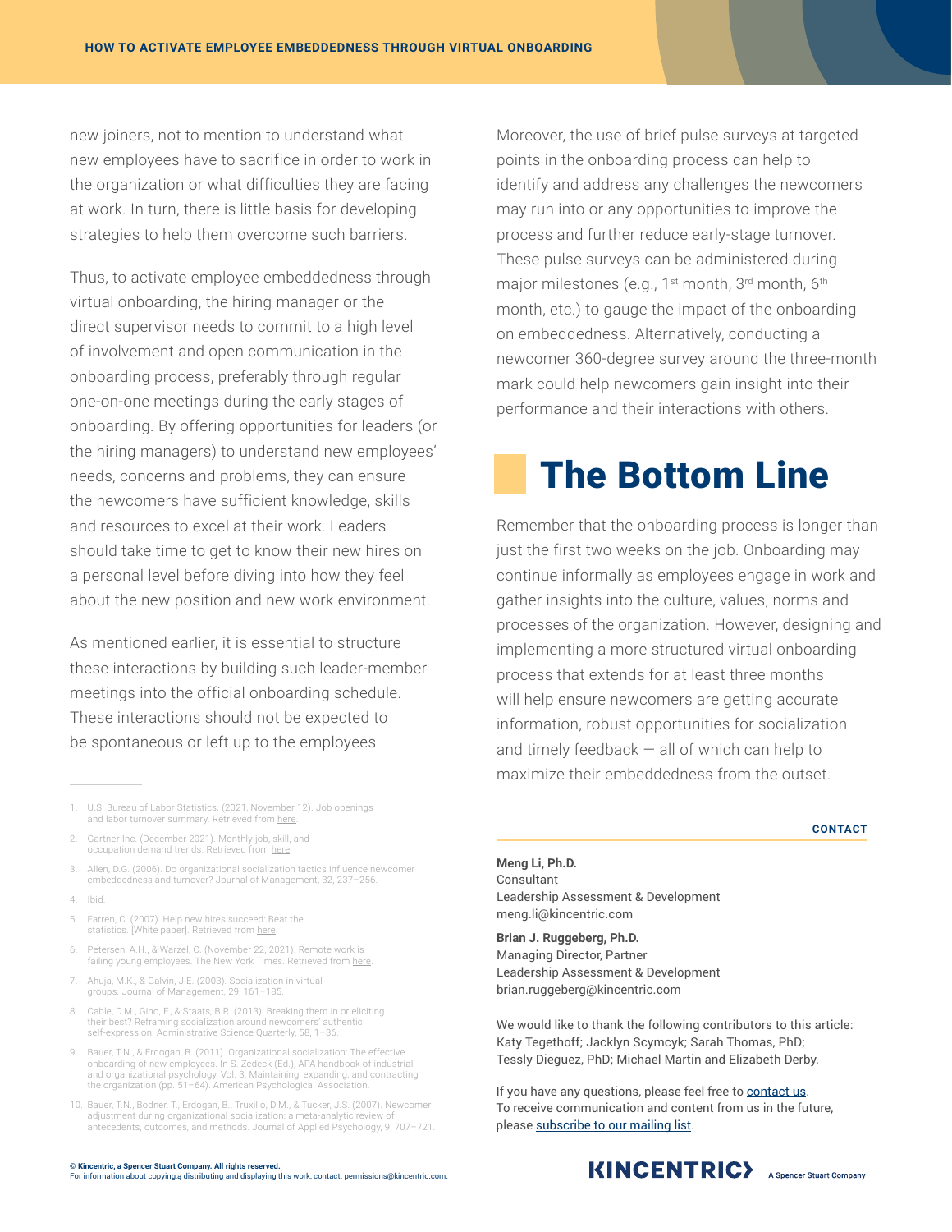new joiners, not to mention to understand what new employees have to sacrifice in order to work in the organization or what difficulties they are facing at work. In turn, there is little basis for developing strategies to help them overcome such barriers.

Thus, to activate employee embeddedness through virtual onboarding, the hiring manager or the direct supervisor needs to commit to a high level of involvement and open communication in the onboarding process, preferably through regular one-on-one meetings during the early stages of onboarding. By offering opportunities for leaders (or the hiring managers) to understand new employees' needs, concerns and problems, they can ensure the newcomers have sufficient knowledge, skills and resources to excel at their work. Leaders should take time to get to know their new hires on a personal level before diving into how they feel about the new position and new work environment.

As mentioned earlier, it is essential to structure these interactions by building such leader-member meetings into the official onboarding schedule. These interactions should not be expected to be spontaneous or left up to the employees.

Moreover, the use of brief pulse surveys at targeted points in the onboarding process can help to identify and address any challenges the newcomers may run into or any opportunities to improve the process and further reduce early-stage turnover. These pulse surveys can be administered during major milestones (e.g., 1st month, 3rd month, 6th month, etc.) to gauge the impact of the onboarding on embeddedness. Alternatively, conducting a newcomer 360-degree survey around the three-month mark could help newcomers gain insight into their performance and their interactions with others.

## The Bottom Line

Remember that the onboarding process is longer than just the first two weeks on the job. Onboarding may continue informally as employees engage in work and gather insights into the culture, values, norms and processes of the organization. However, designing and implementing a more structured virtual onboarding process that extends for at least three months will help ensure newcomers are getting accurate information, robust opportunities for socialization and timely feedback — all of which can help to maximize their embeddedness from the outset.

1. U.S. Bureau of Labor Statistics. (2021, November 12). Job openings and labor turnover summary. Retrieved from here.
2. Gartner Inc. (December 2021). Monthly job, skill, and occupation demand trends. Retrieved from here.
3. Allen, D.G. (2006). Do organizational socialization tactics influence newcomer embeddedness and turnover? Journal of Management, 32, 237–256.
4. Ibid.
5. Farren, C. (2007). Help new hires succeed: Beat the statistics. [White paper]. Retrieved from here.
6. Petersen, A.H., & Warzel, C. (November 22, 2021). Remote work is failing young employees. The New York Times. Retrieved from here.
7. Ahuja, M.K., & Galvin, J.E. (2003). Socialization in virtual groups. Journal of Management, 29, 161–185.
8. Cable, D.M., Gino, F., & Staats, B.R. (2013). Breaking them in or eliciting their best? Reframing socialization around newcomers' authentic self-expression. Administrative Science Quarterly, 58, 1–36.
9. Bauer, T.N., & Erdogan, B. (2011). Organizational socialization: The effective onboarding of new employees. In S. Zedeck (Ed.), APA handbook of industrial and organizational psychology, Vol. 3. Maintaining, expanding, and contracting the organization (pp. 51–64). American Psychological Association.
10. Bauer, T.N., Bodner, T., Erdogan, B., Truxillo, D.M., & Tucker, J.S. (2007). Newcomer adjustment during organizational socialization: a meta-analytic review of antecedents, outcomes, and methods. Journal of Applied Psychology, 9, 707–721.

**CONTACT**

**Meng Li, Ph.D.**
Consultant
Leadership Assessment & Development
meng.li@kincentric.com

**Brian J. Ruggeberg, Ph.D.**
Managing Director, Partner
Leadership Assessment & Development
brian.ruggeberg@kincentric.com

We would like to thank the following contributors to this article: Katy Tegethoff; Jacklyn Scymcyk; Sarah Thomas, PhD; Tessly Dieguez, PhD; Michael Martin and Elizabeth Derby.

If you have any questions, please feel free to contact us. To receive communication and content from us in the future, please subscribe to our mailing list.

**© Kincentric, a Spencer Stuart Company. All rights reserved.**
For information about copying, distributing and displaying this work, contact: permissions@kincentric.com.

KINCENTRIC A Spencer Stuart Company